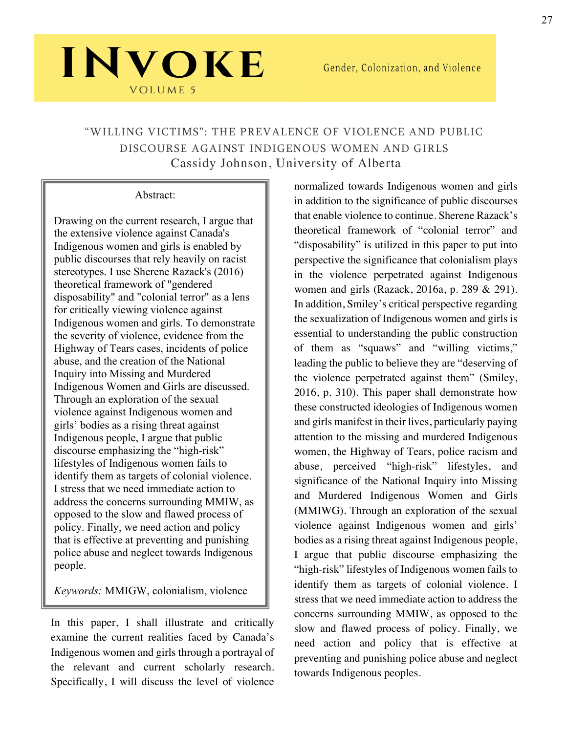# "WILLING VICTIMS": THE PREVALENCE OF VIOLENCE AND PUBLIC DISCOURSE AGAINST INDIGENOUS WOMEN AND GIRLS

Cassidy Johnson, University of Alberta

**Abstract:**

Drawing on the current research, I argue that the extensive violence against Canada's Indigenous women and girls is enabled by public discourses that rely heavily on racist stereotypes. I use Sherene Razack's (2016) theoretical framework of "gendered disposability" and "colonial terror" as a lens for critically viewing violence against Indigenous women and girls. To demonstrate the severity of violence, evidence from the Highway of Tears cases, incidents of police abuse, and the creation of the National Inquiry into Missing and Murdered Indigenous Women and Girls are discussed. Through an exploration of the sexual violence against Indigenous women and girls' bodies as a rising threat against Indigenous people, I argue that public discourse emphasizing the "high-risk" lifestyles of Indigenous women fails to identify them as targets of colonial violence. I stress that we need immediate action to address the concerns surrounding MMIW, as opposed to the slow and flawed process of policy. Finally, we need action and policy that is effective at preventing and punishing police abuse and neglect towards Indigenous people.

*Keywords:* MMIGW, colonialism, violence

In this paper, I shall illustrate and critically examine the current realities faced by Canada's Indigenous women and girls through a portrayal of the relevant and current scholarly research. Specifically, I will discuss the level of violence normalized towards Indigenous women and girls in addition to the significance of public discourses that enable violence to continue. Sherene Razack's theoretical framework of "colonial terror" and "disposability" is utilized in this paper to put into perspective the significance that colonialism plays in the violence perpetrated against Indigenous women and girls (Razack, 2016a, p. 289 & 291). In addition, Smiley's critical perspective regarding the sexualization of Indigenous women and girls is essential to understanding the public construction of them as "squaws" and "willing victims," leading the public to believe they are "deserving of the violence perpetrated against them" (Smiley, 2016, p. 310). This paper shall demonstrate how these constructed ideologies of Indigenous women and girls manifest in their lives, particularly paying attention to the missing and murdered Indigenous women, the Highway of Tears, police racism and abuse, perceived "high-risk" lifestyles, and significance of the National Inquiry into Missing and Murdered Indigenous Women and Girls (MMIWG). Through an exploration of the sexual violence against Indigenous women and girls' bodies as a rising threat against Indigenous people, I argue that public discourse emphasizing the "high-risk" lifestyles of Indigenous women fails to identify them as targets of colonial violence. I stress that we need immediate action to address the concerns surrounding MMIW, as opposed to the slow and flawed process of policy. Finally, we need action and policy that is effective at preventing and punishing police abuse and neglect towards Indigenous peoples.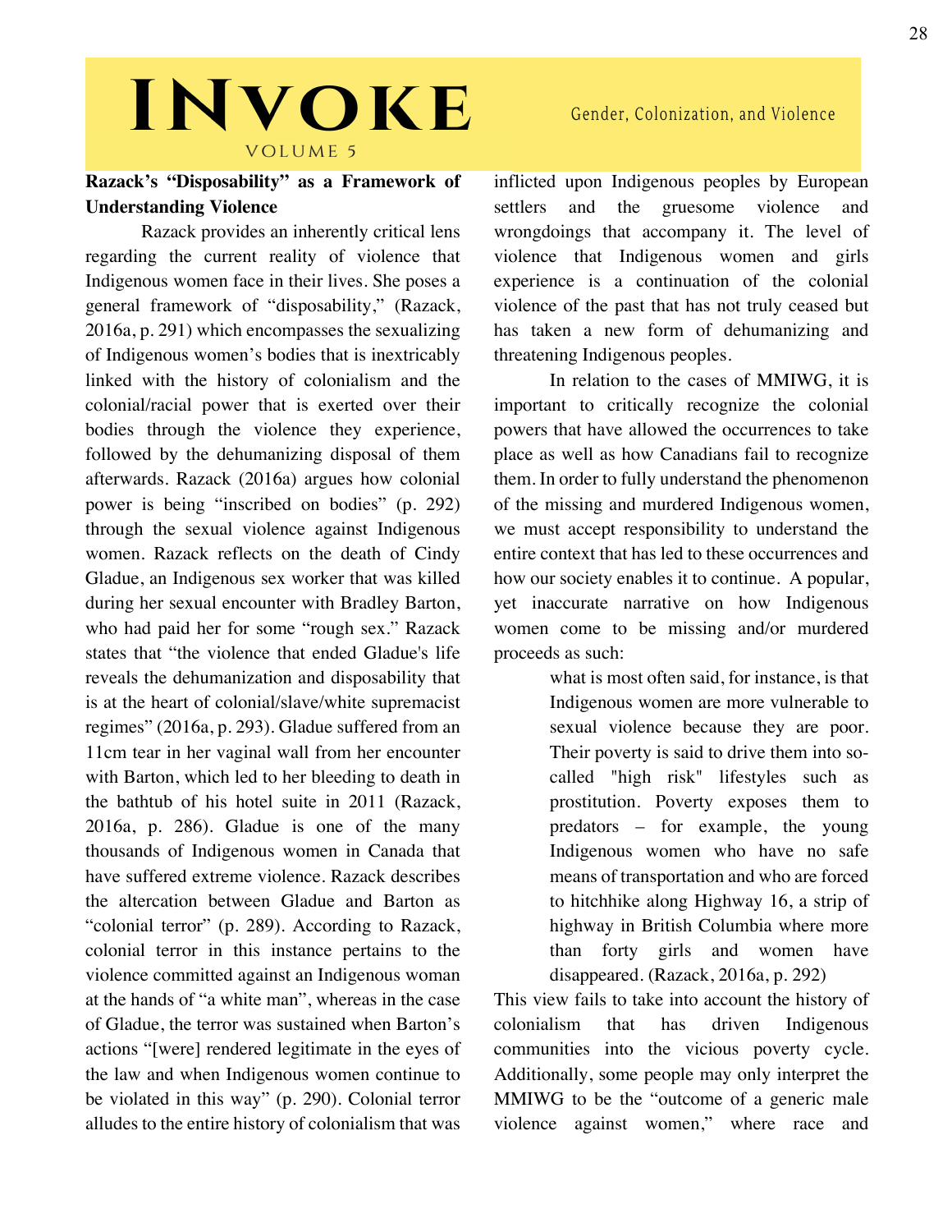## Razack's "Disposability" as a Framework of Understanding Violence

Razack provides an inherently critical lens regarding the current reality of violence that Indigenous women face in their lives. She poses a general framework of "disposability," (Razack, 2016a, p. 291) which encompasses the sexualizing of Indigenous women's bodies that is inextricably linked with the history of colonialism and the colonial/racial power that is exerted over their bodies through the violence they experience, followed by the dehumanizing disposal of them afterwards. Razack (2016a) argues how colonial power is being "inscribed on bodies" (p. 292) through the sexual violence against Indigenous women. Razack reflects on the death of Cindy Gladue, an Indigenous sex worker that was killed during her sexual encounter with Bradley Barton, who had paid her for some "rough sex." Razack states that "the violence that ended Gladue's life reveals the dehumanization and disposability that is at the heart of colonial/slave/white supremacist regimes" (2016a, p. 293). Gladue suffered from an 11cm tear in her vaginal wall from her encounter with Barton, which led to her bleeding to death in the bathtub of his hotel suite in 2011 (Razack, 2016a, p. 286). Gladue is one of the many thousands of Indigenous women in Canada that have suffered extreme violence. Razack describes the altercation between Gladue and Barton as "colonial terror" (p. 289). According to Razack, colonial terror in this instance pertains to the violence committed against an Indigenous woman at the hands of "a white man", whereas in the case of Gladue, the terror was sustained when Barton's actions "[were] rendered legitimate in the eyes of the law and when Indigenous women continue to be violated in this way" (p. 290). Colonial terror alludes to the entire history of colonialism that was inflicted upon Indigenous peoples by European settlers and the gruesome violence and wrongdoings that accompany it. The level of violence that Indigenous women and girls experience is a continuation of the colonial violence of the past that has not truly ceased but has taken a new form of dehumanizing and threatening Indigenous peoples.

In relation to the cases of MMIWG, it is important to critically recognize the colonial powers that have allowed the occurrences to take place as well as how Canadians fail to recognize them. In order to fully understand the phenomenon of the missing and murdered Indigenous women, we must accept responsibility to understand the entire context that has led to these occurrences and how our society enables it to continue. A popular, yet inaccurate narrative on how Indigenous women come to be missing and/or murdered proceeds as such:

> what is most often said, for instance, is that Indigenous women are more vulnerable to sexual violence because they are poor. Their poverty is said to drive them into so-called "high risk" lifestyles such as prostitution. Poverty exposes them to predators – for example, the young Indigenous women who have no safe means of transportation and who are forced to hitchhike along Highway 16, a strip of highway in British Columbia where more than forty girls and women have disappeared. (Razack, 2016a, p. 292)

This view fails to take into account the history of colonialism that has driven Indigenous communities into the vicious poverty cycle. Additionally, some people may only interpret the MMIWG to be the "outcome of a generic male violence against women," where race and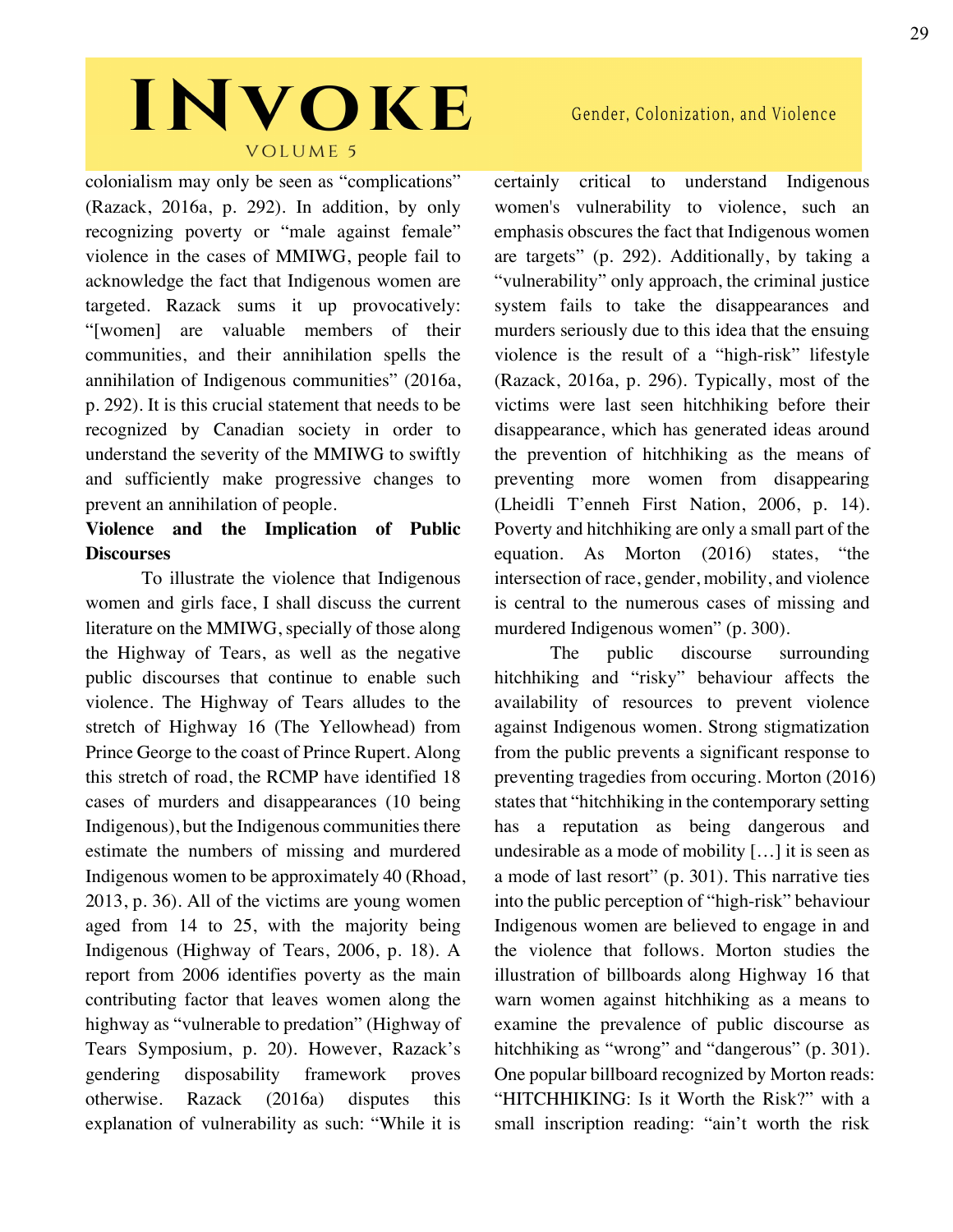colonialism may only be seen as "complications" (Razack, 2016a, p. 292). In addition, by only recognizing poverty or "male against female" violence in the cases of MMIWG, people fail to acknowledge the fact that Indigenous women are targeted. Razack sums it up provocatively: "[women] are valuable members of their communities, and their annihilation spells the annihilation of Indigenous communities" (2016a, p. 292). It is this crucial statement that needs to be recognized by Canadian society in order to understand the severity of the MMIWG to swiftly and sufficiently make progressive changes to prevent an annihilation of people.

**Violence and the Implication of Public Discourses**

To illustrate the violence that Indigenous women and girls face, I shall discuss the current literature on the MMIWG, specially of those along the Highway of Tears, as well as the negative public discourses that continue to enable such violence. The Highway of Tears alludes to the stretch of Highway 16 (The Yellowhead) from Prince George to the coast of Prince Rupert. Along this stretch of road, the RCMP have identified 18 cases of murders and disappearances (10 being Indigenous), but the Indigenous communities there estimate the numbers of missing and murdered Indigenous women to be approximately 40 (Rhoad, 2013, p. 36). All of the victims are young women aged from 14 to 25, with the majority being Indigenous (Highway of Tears, 2006, p. 18). A report from 2006 identifies poverty as the main contributing factor that leaves women along the highway as "vulnerable to predation" (Highway of Tears Symposium, p. 20). However, Razack's gendering disposability framework proves otherwise. Razack (2016a) disputes this explanation of vulnerability as such: "While it is certainly critical to understand Indigenous women's vulnerability to violence, such an emphasis obscures the fact that Indigenous women are targets" (p. 292). Additionally, by taking a "vulnerability" only approach, the criminal justice system fails to take the disappearances and murders seriously due to this idea that the ensuing violence is the result of a "high-risk" lifestyle (Razack, 2016a, p. 296). Typically, most of the victims were last seen hitchhiking before their disappearance, which has generated ideas around the prevention of hitchhiking as the means of preventing more women from disappearing (Lheidli T'enneh First Nation, 2006, p. 14). Poverty and hitchhiking are only a small part of the equation. As Morton (2016) states, "the intersection of race, gender, mobility, and violence is central to the numerous cases of missing and murdered Indigenous women" (p. 300).

The public discourse surrounding hitchhiking and "risky" behaviour affects the availability of resources to prevent violence against Indigenous women. Strong stigmatization from the public prevents a significant response to preventing tragedies from occuring. Morton (2016) states that "hitchhiking in the contemporary setting has a reputation as being dangerous and undesirable as a mode of mobility […] it is seen as a mode of last resort" (p. 301). This narrative ties into the public perception of "high-risk" behaviour Indigenous women are believed to engage in and the violence that follows. Morton studies the illustration of billboards along Highway 16 that warn women against hitchhiking as a means to examine the prevalence of public discourse as hitchhiking as "wrong" and "dangerous" (p. 301). One popular billboard recognized by Morton reads: "HITCHHIKING: Is it Worth the Risk?" with a small inscription reading: "ain't worth the risk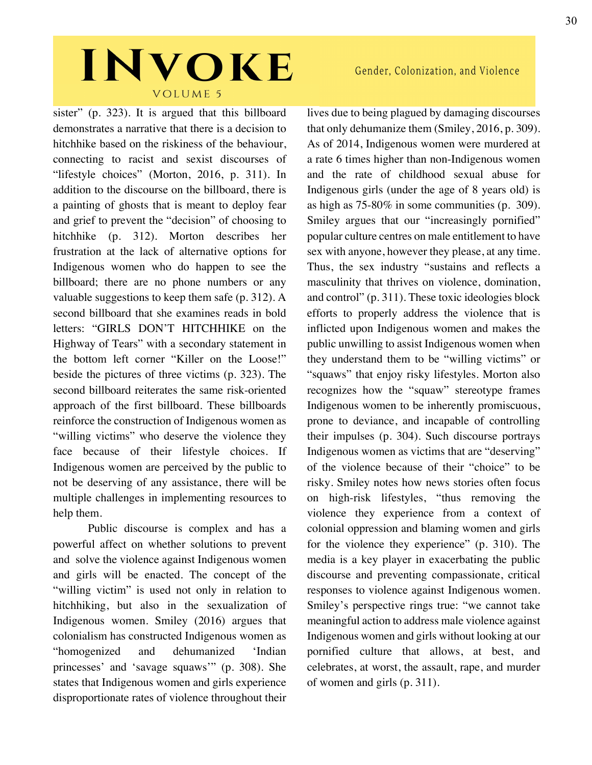sister" (p. 323). It is argued that this billboard demonstrates a narrative that there is a decision to hitchhike based on the riskiness of the behaviour, connecting to racist and sexist discourses of "lifestyle choices" (Morton, 2016, p. 311). In addition to the discourse on the billboard, there is a painting of ghosts that is meant to deploy fear and grief to prevent the "decision" of choosing to hitchhike (p. 312). Morton describes her frustration at the lack of alternative options for Indigenous women who do happen to see the billboard; there are no phone numbers or any valuable suggestions to keep them safe (p. 312). A second billboard that she examines reads in bold letters: "GIRLS DON'T HITCHHIKE on the Highway of Tears" with a secondary statement in the bottom left corner "Killer on the Loose!" beside the pictures of three victims (p. 323). The second billboard reiterates the same risk-oriented approach of the first billboard. These billboards reinforce the construction of Indigenous women as "willing victims" who deserve the violence they face because of their lifestyle choices. If Indigenous women are perceived by the public to not be deserving of any assistance, there will be multiple challenges in implementing resources to help them.

Public discourse is complex and has a powerful affect on whether solutions to prevent and solve the violence against Indigenous women and girls will be enacted. The concept of the "willing victim" is used not only in relation to hitchhiking, but also in the sexualization of Indigenous women. Smiley (2016) argues that colonialism has constructed Indigenous women as "homogenized and dehumanized 'Indian princesses' and 'savage squaws'" (p. 308). She states that Indigenous women and girls experience disproportionate rates of violence throughout their lives due to being plagued by damaging discourses that only dehumanize them (Smiley, 2016, p. 309). As of 2014, Indigenous women were murdered at a rate 6 times higher than non-Indigenous women and the rate of childhood sexual abuse for Indigenous girls (under the age of 8 years old) is as high as 75-80% in some communities (p. 309). Smiley argues that our "increasingly pornified" popular culture centres on male entitlement to have sex with anyone, however they please, at any time. Thus, the sex industry "sustains and reflects a masculinity that thrives on violence, domination, and control" (p. 311). These toxic ideologies block efforts to properly address the violence that is inflicted upon Indigenous women and makes the public unwilling to assist Indigenous women when they understand them to be "willing victims" or "squaws" that enjoy risky lifestyles. Morton also recognizes how the "squaw" stereotype frames Indigenous women to be inherently promiscuous, prone to deviance, and incapable of controlling their impulses (p. 304). Such discourse portrays Indigenous women as victims that are "deserving" of the violence because of their "choice" to be risky. Smiley notes how news stories often focus on high-risk lifestyles, "thus removing the violence they experience from a context of colonial oppression and blaming women and girls for the violence they experience" (p. 310). The media is a key player in exacerbating the public discourse and preventing compassionate, critical responses to violence against Indigenous women. Smiley's perspective rings true: "we cannot take meaningful action to address male violence against Indigenous women and girls without looking at our pornified culture that allows, at best, and celebrates, at worst, the assault, rape, and murder of women and girls (p. 311).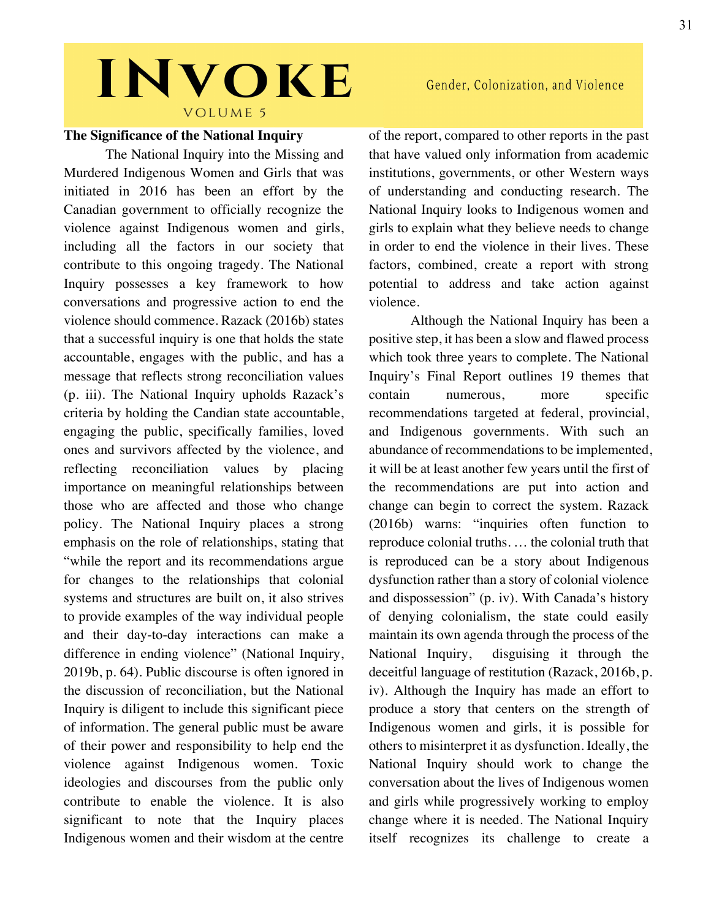### The Significance of the National Inquiry

The National Inquiry into the Missing and Murdered Indigenous Women and Girls that was initiated in 2016 has been an effort by the Canadian government to officially recognize the violence against Indigenous women and girls, including all the factors in our society that contribute to this ongoing tragedy. The National Inquiry possesses a key framework to how conversations and progressive action to end the violence should commence. Razack (2016b) states that a successful inquiry is one that holds the state accountable, engages with the public, and has a message that reflects strong reconciliation values (p. iii). The National Inquiry upholds Razack's criteria by holding the Candian state accountable, engaging the public, specifically families, loved ones and survivors affected by the violence, and reflecting reconciliation values by placing importance on meaningful relationships between those who are affected and those who change policy. The National Inquiry places a strong emphasis on the role of relationships, stating that "while the report and its recommendations argue for changes to the relationships that colonial systems and structures are built on, it also strives to provide examples of the way individual people and their day-to-day interactions can make a difference in ending violence" (National Inquiry, 2019b, p. 64). Public discourse is often ignored in the discussion of reconciliation, but the National Inquiry is diligent to include this significant piece of information. The general public must be aware of their power and responsibility to help end the violence against Indigenous women. Toxic ideologies and discourses from the public only contribute to enable the violence. It is also significant to note that the Inquiry places Indigenous women and their wisdom at the centre of the report, compared to other reports in the past that have valued only information from academic institutions, governments, or other Western ways of understanding and conducting research. The National Inquiry looks to Indigenous women and girls to explain what they believe needs to change in order to end the violence in their lives. These factors, combined, create a report with strong potential to address and take action against violence.

Although the National Inquiry has been a positive step, it has been a slow and flawed process which took three years to complete. The National Inquiry's Final Report outlines 19 themes that contain numerous, more specific recommendations targeted at federal, provincial, and Indigenous governments. With such an abundance of recommendations to be implemented, it will be at least another few years until the first of the recommendations are put into action and change can begin to correct the system. Razack (2016b) warns: "inquiries often function to reproduce colonial truths. … the colonial truth that is reproduced can be a story about Indigenous dysfunction rather than a story of colonial violence and dispossession" (p. iv). With Canada's history of denying colonialism, the state could easily maintain its own agenda through the process of the National Inquiry, disguising it through the deceitful language of restitution (Razack, 2016b, p. iv). Although the Inquiry has made an effort to produce a story that centers on the strength of Indigenous women and girls, it is possible for others to misinterpret it as dysfunction. Ideally, the National Inquiry should work to change the conversation about the lives of Indigenous women and girls while progressively working to employ change where it is needed. The National Inquiry itself recognizes its challenge to create a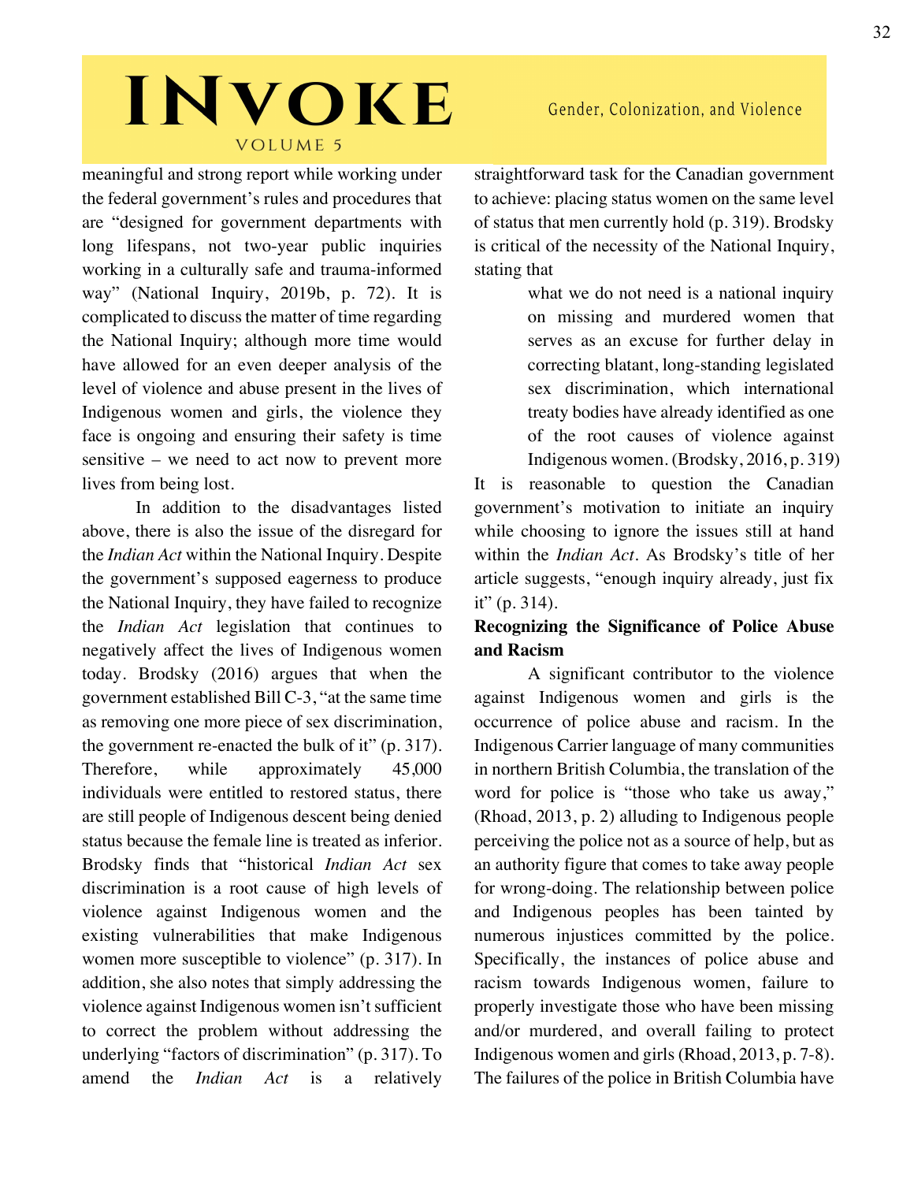meaningful and strong report while working under the federal government's rules and procedures that are "designed for government departments with long lifespans, not two-year public inquiries working in a culturally safe and trauma-informed way" (National Inquiry, 2019b, p. 72). It is complicated to discuss the matter of time regarding the National Inquiry; although more time would have allowed for an even deeper analysis of the level of violence and abuse present in the lives of Indigenous women and girls, the violence they face is ongoing and ensuring their safety is time sensitive – we need to act now to prevent more lives from being lost.

In addition to the disadvantages listed above, there is also the issue of the disregard for the *Indian Act* within the National Inquiry. Despite the government's supposed eagerness to produce the National Inquiry, they have failed to recognize the *Indian Act* legislation that continues to negatively affect the lives of Indigenous women today. Brodsky (2016) argues that when the government established Bill C-3, "at the same time as removing one more piece of sex discrimination, the government re-enacted the bulk of it" (p. 317). Therefore, while approximately 45,000 individuals were entitled to restored status, there are still people of Indigenous descent being denied status because the female line is treated as inferior. Brodsky finds that "historical *Indian Act* sex discrimination is a root cause of high levels of violence against Indigenous women and the existing vulnerabilities that make Indigenous women more susceptible to violence" (p. 317). In addition, she also notes that simply addressing the violence against Indigenous women isn't sufficient to correct the problem without addressing the underlying "factors of discrimination" (p. 317). To amend the *Indian Act* is a relatively straightforward task for the Canadian government to achieve: placing status women on the same level of status that men currently hold (p. 319). Brodsky is critical of the necessity of the National Inquiry, stating that

> what we do not need is a national inquiry on missing and murdered women that serves as an excuse for further delay in correcting blatant, long-standing legislated sex discrimination, which international treaty bodies have already identified as one of the root causes of violence against Indigenous women. (Brodsky, 2016, p. 319)

It is reasonable to question the Canadian government's motivation to initiate an inquiry while choosing to ignore the issues still at hand within the *Indian Act*. As Brodsky's title of her article suggests, "enough inquiry already, just fix it" (p. 314).

**Recognizing the Significance of Police Abuse and Racism**

A significant contributor to the violence against Indigenous women and girls is the occurrence of police abuse and racism. In the Indigenous Carrier language of many communities in northern British Columbia, the translation of the word for police is "those who take us away," (Rhoad, 2013, p. 2) alluding to Indigenous people perceiving the police not as a source of help, but as an authority figure that comes to take away people for wrong-doing. The relationship between police and Indigenous peoples has been tainted by numerous injustices committed by the police. Specifically, the instances of police abuse and racism towards Indigenous women, failure to properly investigate those who have been missing and/or murdered, and overall failing to protect Indigenous women and girls (Rhoad, 2013, p. 7-8). The failures of the police in British Columbia have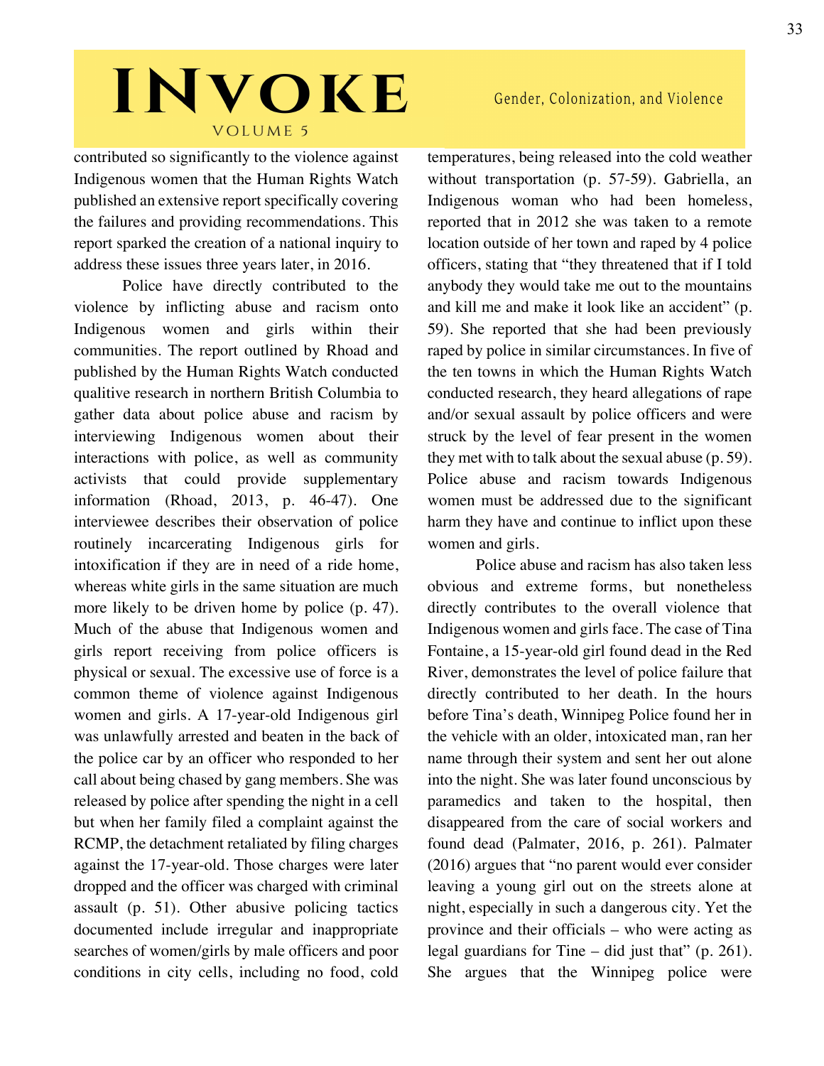contributed so significantly to the violence against Indigenous women that the Human Rights Watch published an extensive report specifically covering the failures and providing recommendations. This report sparked the creation of a national inquiry to address these issues three years later, in 2016.

Police have directly contributed to the violence by inflicting abuse and racism onto Indigenous women and girls within their communities. The report outlined by Rhoad and published by the Human Rights Watch conducted qualitive research in northern British Columbia to gather data about police abuse and racism by interviewing Indigenous women about their interactions with police, as well as community activists that could provide supplementary information (Rhoad, 2013, p. 46-47). One interviewee describes their observation of police routinely incarcerating Indigenous girls for intoxification if they are in need of a ride home, whereas white girls in the same situation are much more likely to be driven home by police (p. 47). Much of the abuse that Indigenous women and girls report receiving from police officers is physical or sexual. The excessive use of force is a common theme of violence against Indigenous women and girls. A 17-year-old Indigenous girl was unlawfully arrested and beaten in the back of the police car by an officer who responded to her call about being chased by gang members. She was released by police after spending the night in a cell but when her family filed a complaint against the RCMP, the detachment retaliated by filing charges against the 17-year-old. Those charges were later dropped and the officer was charged with criminal assault (p. 51). Other abusive policing tactics documented include irregular and inappropriate searches of women/girls by male officers and poor conditions in city cells, including no food, cold temperatures, being released into the cold weather without transportation (p. 57-59). Gabriella, an Indigenous woman who had been homeless, reported that in 2012 she was taken to a remote location outside of her town and raped by 4 police officers, stating that "they threatened that if I told anybody they would take me out to the mountains and kill me and make it look like an accident" (p. 59). She reported that she had been previously raped by police in similar circumstances. In five of the ten towns in which the Human Rights Watch conducted research, they heard allegations of rape and/or sexual assault by police officers and were struck by the level of fear present in the women they met with to talk about the sexual abuse (p. 59). Police abuse and racism towards Indigenous women must be addressed due to the significant harm they have and continue to inflict upon these women and girls.

Police abuse and racism has also taken less obvious and extreme forms, but nonetheless directly contributes to the overall violence that Indigenous women and girls face. The case of Tina Fontaine, a 15-year-old girl found dead in the Red River, demonstrates the level of police failure that directly contributed to her death. In the hours before Tina's death, Winnipeg Police found her in the vehicle with an older, intoxicated man, ran her name through their system and sent her out alone into the night. She was later found unconscious by paramedics and taken to the hospital, then disappeared from the care of social workers and found dead (Palmater, 2016, p. 261). Palmater (2016) argues that "no parent would ever consider leaving a young girl out on the streets alone at night, especially in such a dangerous city. Yet the province and their officials – who were acting as legal guardians for Tine – did just that" (p. 261). She argues that the Winnipeg police were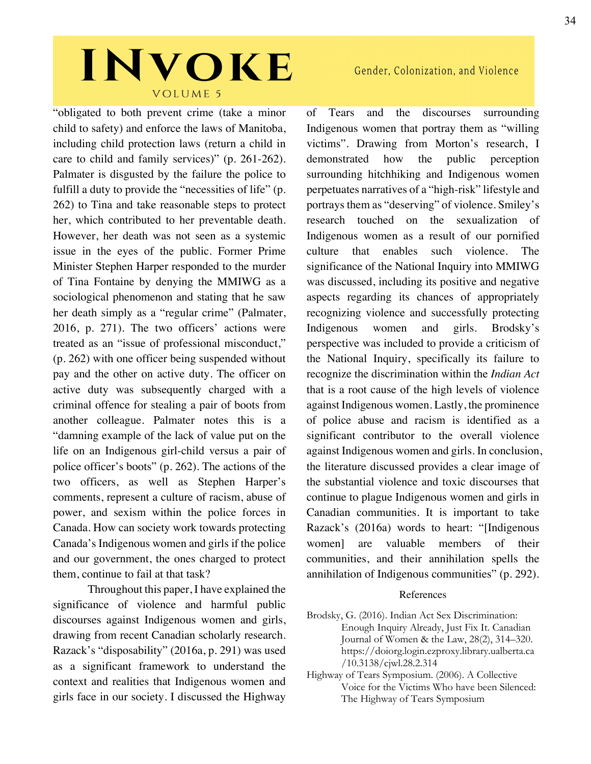"obligated to both prevent crime (take a minor child to safety) and enforce the laws of Manitoba, including child protection laws (return a child in care to child and family services)" (p. 261-262). Palmater is disgusted by the failure the police to fulfill a duty to provide the "necessities of life" (p. 262) to Tina and take reasonable steps to protect her, which contributed to her preventable death. However, her death was not seen as a systemic issue in the eyes of the public. Former Prime Minister Stephen Harper responded to the murder of Tina Fontaine by denying the MMIWG as a sociological phenomenon and stating that he saw her death simply as a "regular crime" (Palmater, 2016, p. 271). The two officers' actions were treated as an "issue of professional misconduct," (p. 262) with one officer being suspended without pay and the other on active duty. The officer on active duty was subsequently charged with a criminal offence for stealing a pair of boots from another colleague. Palmater notes this is a "damning example of the lack of value put on the life on an Indigenous girl-child versus a pair of police officer's boots" (p. 262). The actions of the two officers, as well as Stephen Harper's comments, represent a culture of racism, abuse of power, and sexism within the police forces in Canada. How can society work towards protecting Canada's Indigenous women and girls if the police and our government, the ones charged to protect them, continue to fail at that task?

Throughout this paper, I have explained the significance of violence and harmful public discourses against Indigenous women and girls, drawing from recent Canadian scholarly research. Razack's "disposability" (2016a, p. 291) was used as a significant framework to understand the context and realities that Indigenous women and girls face in our society. I discussed the Highway of Tears and the discourses surrounding Indigenous women that portray them as "willing victims". Drawing from Morton's research, I demonstrated how the public perception surrounding hitchhiking and Indigenous women perpetuates narratives of a "high-risk" lifestyle and portrays them as "deserving" of violence. Smiley's research touched on the sexualization of Indigenous women as a result of our pornified culture that enables such violence. The significance of the National Inquiry into MMIWG was discussed, including its positive and negative aspects regarding its chances of appropriately recognizing violence and successfully protecting Indigenous women and girls. Brodsky's perspective was included to provide a criticism of the National Inquiry, specifically its failure to recognize the discrimination within the *Indian Act* that is a root cause of the high levels of violence against Indigenous women. Lastly, the prominence of police abuse and racism is identified as a significant contributor to the overall violence against Indigenous women and girls. In conclusion, the literature discussed provides a clear image of the substantial violence and toxic discourses that continue to plague Indigenous women and girls in Canadian communities. It is important to take Razack's (2016a) words to heart: "[Indigenous women] are valuable members of their communities, and their annihilation spells the annihilation of Indigenous communities" (p. 292).

## References

Brodsky, G. (2016). Indian Act Sex Discrimination: Enough Inquiry Already, Just Fix It. Canadian Journal of Women & the Law, 28(2), 314–320. https://doiorg.login.ezproxy.library.ualberta.ca/10.3138/cjwl.28.2.314

Highway of Tears Symposium. (2006). A Collective Voice for the Victims Who have been Silenced: The Highway of Tears Symposium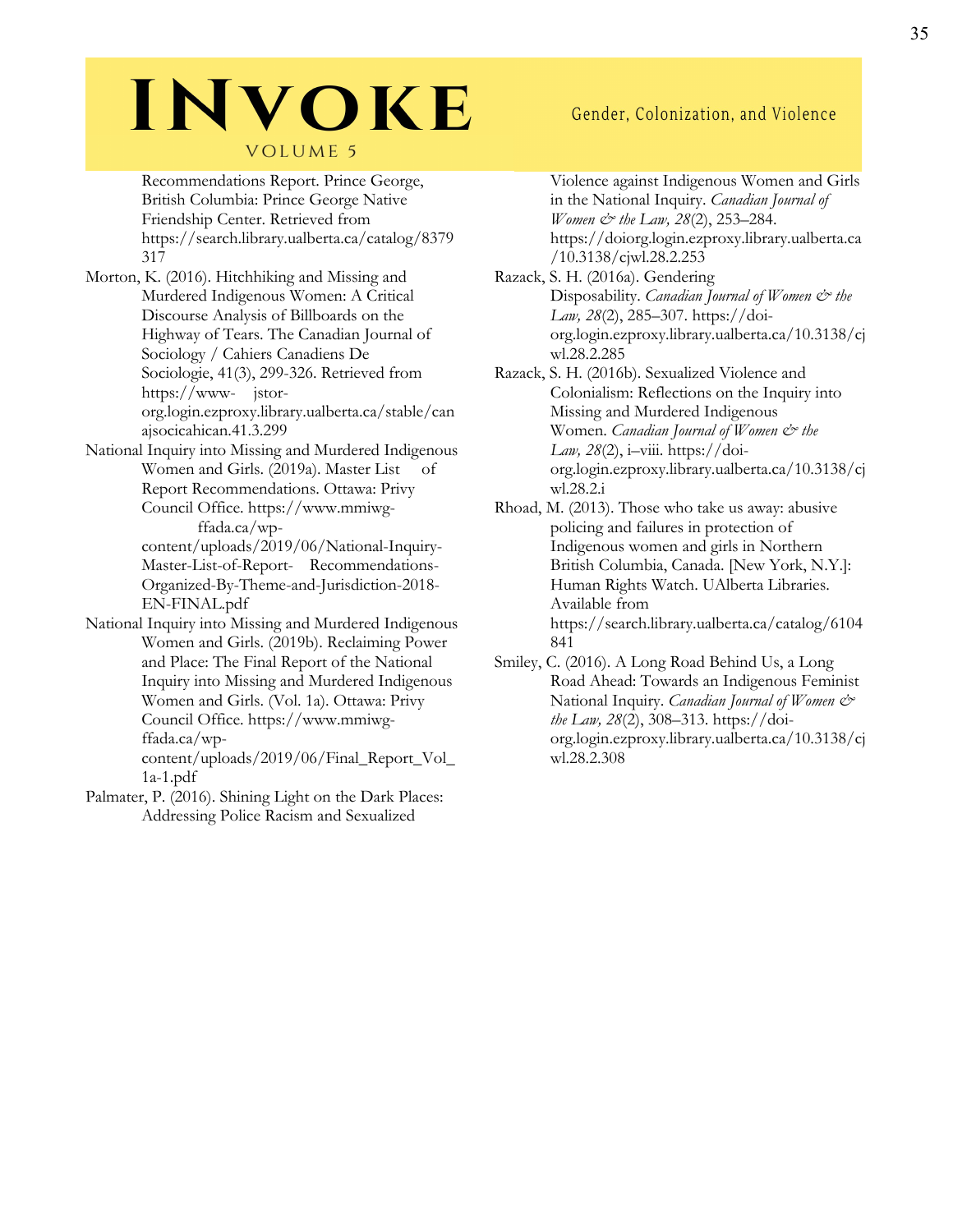Recommendations Report. Prince George, British Columbia: Prince George Native Friendship Center. Retrieved from https://search.library.ualberta.ca/catalog/8379317

Morton, K. (2016). Hitchhiking and Missing and Murdered Indigenous Women: A Critical Discourse Analysis of Billboards on the Highway of Tears. The Canadian Journal of Sociology / Cahiers Canadiens De Sociologie, 41(3), 299-326. Retrieved from https://www- jstor-org.login.ezproxy.library.ualberta.ca/stable/canajsocicahican.41.3.299

National Inquiry into Missing and Murdered Indigenous Women and Girls. (2019a). Master List of Report Recommendations. Ottawa: Privy Council Office. https://www.mmiwg-ffada.ca/wp-content/uploads/2019/06/National-Inquiry-Master-List-of-Report- Recommendations-Organized-By-Theme-and-Jurisdiction-2018-EN-FINAL.pdf

National Inquiry into Missing and Murdered Indigenous Women and Girls. (2019b). Reclaiming Power and Place: The Final Report of the National Inquiry into Missing and Murdered Indigenous Women and Girls. (Vol. 1a). Ottawa: Privy Council Office. https://www.mmiwg-ffada.ca/wp-content/uploads/2019/06/Final_Report_Vol_1a-1.pdf

Palmater, P. (2016). Shining Light on the Dark Places: Addressing Police Racism and Sexualized Violence against Indigenous Women and Girls in the National Inquiry. *Canadian Journal of Women & the Law, 28*(2), 253–284. https://doiorg.login.ezproxy.library.ualberta.ca/10.3138/cjwl.28.2.253

Razack, S. H. (2016a). Gendering Disposability. *Canadian Journal of Women & the Law, 28*(2), 285–307. https://doi-org.login.ezproxy.library.ualberta.ca/10.3138/cjwl.28.2.285

Razack, S. H. (2016b). Sexualized Violence and Colonialism: Reflections on the Inquiry into Missing and Murdered Indigenous Women. *Canadian Journal of Women & the Law, 28*(2), i–viii. https://doi-org.login.ezproxy.library.ualberta.ca/10.3138/cjwl.28.2.i

Rhoad, M. (2013). Those who take us away: abusive policing and failures in protection of Indigenous women and girls in Northern British Columbia, Canada. [New York, N.Y.]: Human Rights Watch. UAlberta Libraries. Available from https://search.library.ualberta.ca/catalog/6104841

Smiley, C. (2016). A Long Road Behind Us, a Long Road Ahead: Towards an Indigenous Feminist National Inquiry. *Canadian Journal of Women & the Law, 28*(2), 308–313. https://doi-org.login.ezproxy.library.ualberta.ca/10.3138/cjwl.28.2.308